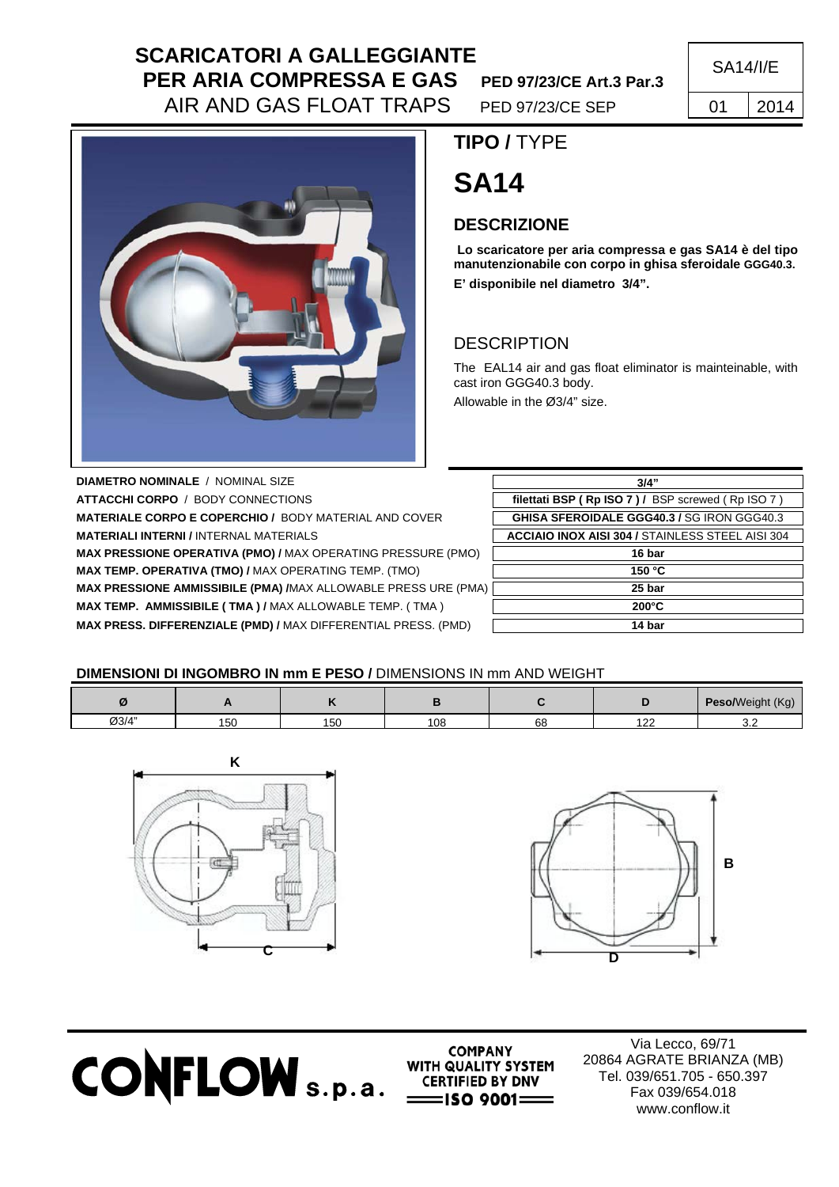# SCARICATORI A GALLEGGIANTE PER ARIA COMPRESSA E GAS

## AIR AND GAS FLOAT TRAPS

**PED 97/23/CE Art.3 Par.3**

PED 97/23/CE SEP

SA14/I/E

| 01 | 2014 |
|---|---|

## TIPO / TYPE

# SA14

### DESCRIZIONE

**Lo scaricatore per aria compressa e gas SA14 è del tipo manutenzionabile con corpo in ghisa sferoidale GGG40.3.**

**E' disponibile nel diametro 3/4".**

### DESCRIPTION

The EAL14 air and gas float eliminator is mainteinable, with cast iron GGG40.3 body.

Allowable in the Ø3/4" size.

| | |
|---|---|
| **DIAMETRO NOMINALE** / NOMINAL SIZE | **3/4"** |
| **ATTACCHI CORPO** / BODY CONNECTIONS | **filettati BSP ( Rp ISO 7 ) /** BSP screwed ( Rp ISO 7 ) |
| **MATERIALE CORPO E COPERCHIO /** BODY MATERIAL AND COVER | **GHISA SFEROIDALE GGG40.3 /** SG IRON GGG40.3 |
| **MATERIALI INTERNI /** INTERNAL MATERIALS | **ACCIAIO INOX AISI 304 /** STAINLESS STEEL AISI 304 |
| **MAX PRESSIONE OPERATIVA (PMO) /** MAX OPERATING PRESSURE (PMO) | **16 bar** |
| **MAX TEMP. OPERATIVA (TMO) /** MAX OPERATING TEMP. (TMO) | **150 °C** |
| **MAX PRESSIONE AMMISSIBILE (PMA) /**MAX ALLOWABLE PRESS URE (PMA) | **25 bar** |
| **MAX TEMP. AMMISSIBILE ( TMA ) /** MAX ALLOWABLE TEMP. ( TMA ) | **200°C** |
| **MAX PRESS. DIFFERENZIALE (PMD) /** MAX DIFFERENTIAL PRESS. (PMD) | **14 bar** |

### DIMENSIONI DI INGOMBRO IN mm E PESO / DIMENSIONS IN mm AND WEIGHT

| Ø | A | K | B | C | D | **Peso/**Weight (Kg) |
|---|---|---|---|---|---|---|
| Ø3/4" | 150 | 150 | 108 | 68 | 122 | 3.2 |

**CONFLOW s.p.a.**

COMPANY WITH QUALITY SYSTEM CERTIFIED BY DNV ISO 9001

Via Lecco, 69/71
20864 AGRATE BRIANZA (MB)
Tel. 039/651.705 - 650.397
Fax 039/654.018
www.conflow.it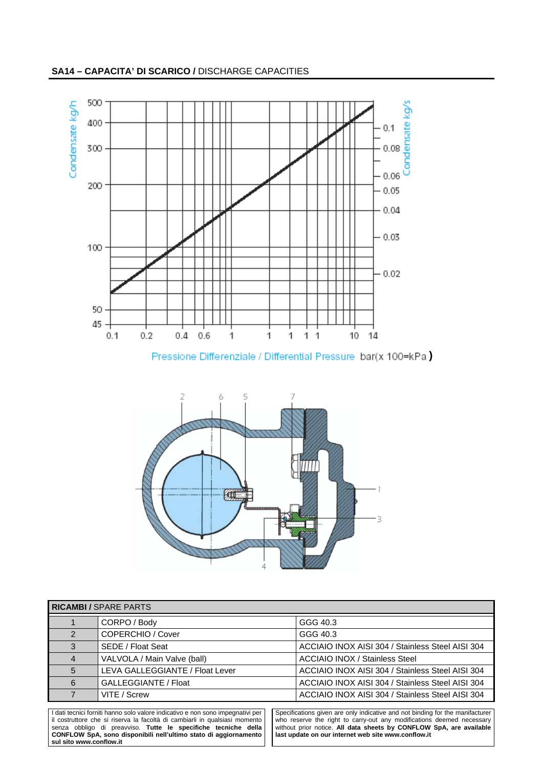## SA14 – CAPACITA' DI SCARICO / DISCHARGE CAPACITIES

Condensate kg/h

500
400
300
200
100
50
45

Condensate kg/s

0.1
0.08
0.06
0.05
0.04
0.03
0.02

0.1 0.2 0.4 0.6 1 1 1 1 1 10 14

Pressione Differenziale / Differential Pressure bar(x 100=kPa )

2 6 5 7

1

3

4

| **RICAMBI /** SPARE PARTS | | |
|---|---|---|
| 1 | CORPO / Body | GGG 40.3 |
| 2 | COPERCHIO / Cover | GGG 40.3 |
| 3 | SEDE / Float Seat | ACCIAIO INOX AISI 304 / Stainless Steel AISI 304 |
| 4 | VALVOLA / Main Valve (ball) | ACCIAIO INOX / Stainless Steel |
| 5 | LEVA GALLEGGIANTE / Float Lever | ACCIAIO INOX AISI 304 / Stainless Steel AISI 304 |
| 6 | GALLEGGIANTE / Float | ACCIAIO INOX AISI 304 / Stainless Steel AISI 304 |
| 7 | VITE / Screw | ACCIAIO INOX AISI 304 / Stainless Steel AISI 304 |

I dati tecnici forniti hanno solo valore indicativo e non sono impegnativi per il costruttore che si riserva la facoltà di cambiarli in qualsiasi momento senza obbligo di preavviso. **Tutte le specifiche tecniche della CONFLOW SpA, sono disponibili nell'ultimo stato di aggiornamento sul sito www.conflow.it**

Specifications given are only indicative and not binding for the manifacturer who reserve the right to carry-out any modifications deemed necessary without prior notice. **All data sheets by CONFLOW SpA, are available last update on our internet web site www.conflow.it**